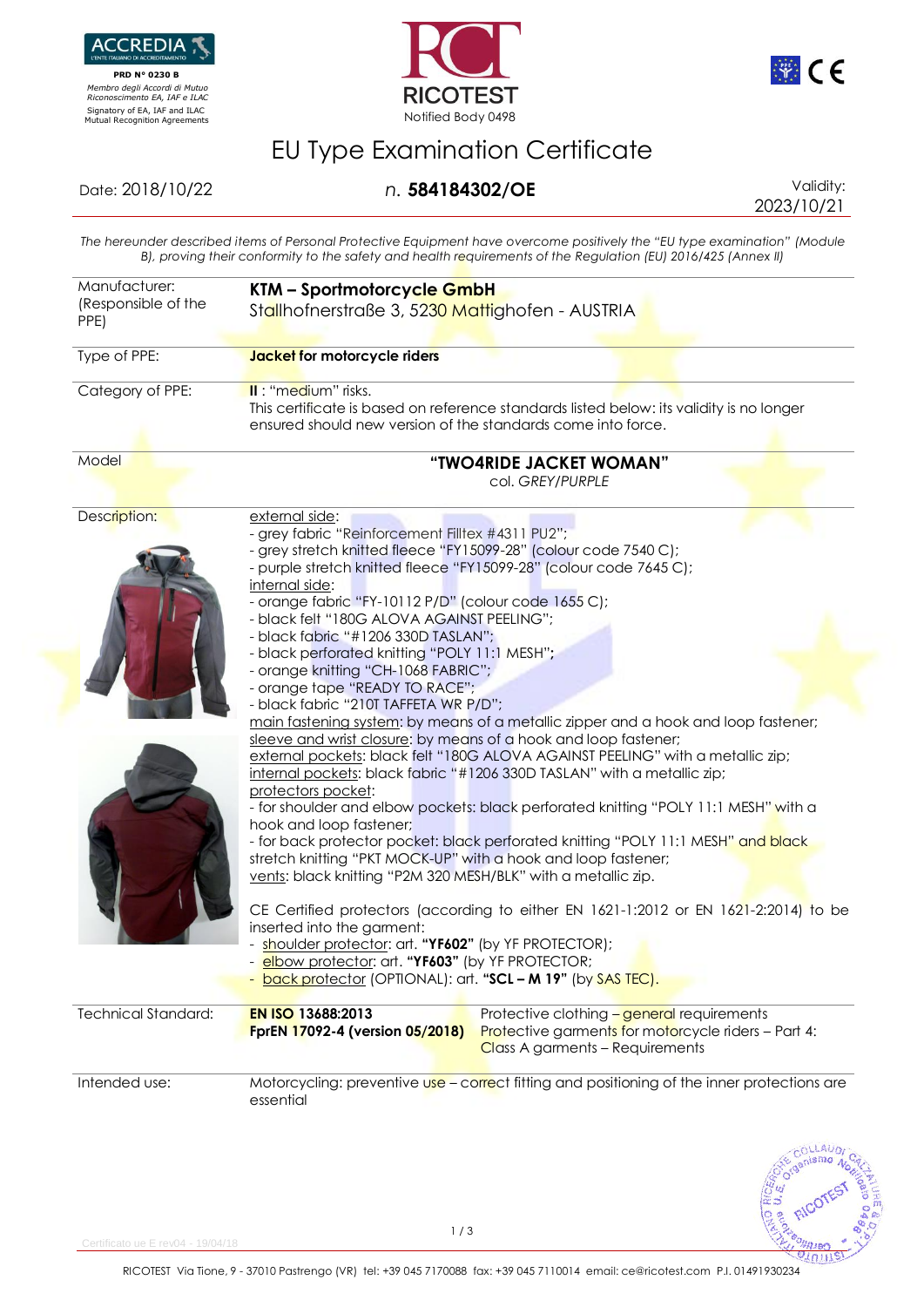ACCREDIA
L'ENTE ITALIANO DI ACCREDITAMENTO

**PRD N° 0230 B**

*Membro degli Accordi di Mutuo Riconoscimento EA, IAF e ILAC*

Signatory of EA, IAF and ILAC Mutual Recognition Agreements

RICOTEST
Notified Body 0498

# EU Type Examination Certificate

Date: 2018/10/22 — *n.* **584184302/OE** — Validity: 2023/10/21

*The hereunder described items of Personal Protective Equipment have overcome positively the "EU type examination" (Module B), proving their conformity to the safety and health requirements of the Regulation (EU) 2016/425 (Annex II)*

| | |
|---|---|
| Manufacturer: (Responsible of the PPE) | **KTM – Sportmotorcycle GmbH** Stallhofnerstraße 3, 5230 Mattighofen - AUSTRIA |
| Type of PPE: | **Jacket for motorcycle riders** |
| Category of PPE: | **II** : "medium" risks. This certificate is based on reference standards listed below: its validity is no longer ensured should new version of the standards come into force. |
| Model | **"TWO4RIDE JACKET WOMAN"** col. *GREY/PURPLE* |

**Description:**

external side:
- grey fabric "Reinforcement Filltex #4311 PU2";
- grey stretch knitted fleece "FY15099-28" (colour code 7540 C);
- purple stretch knitted fleece "FY15099-28" (colour code 7645 C);

internal side:
- orange fabric "FY-10112 P/D" (colour code 1655 C);
- black felt "180G ALOVA AGAINST PEELING";
- black fabric "#1206 330D TASLAN";
- black perforated knitting "POLY 11:1 MESH";
- orange knitting "CH-1068 FABRIC";
- orange tape "READY TO RACE";
- black fabric "210T TAFFETA WR P/D";

main fastening system: by means of a metallic zipper and a hook and loop fastener;
sleeve and wrist closure: by means of a hook and loop fastener;
external pockets: black felt "180G ALOVA AGAINST PEELING" with a metallic zip;
internal pockets: black fabric "#1206 330D TASLAN" with a metallic zip;
protectors pocket:
- for shoulder and elbow pockets: black perforated knitting "POLY 11:1 MESH" with a hook and loop fastener;
- for back protector pocket: black perforated knitting "POLY 11:1 MESH" and black stretch knitting "PKT MOCK-UP" with a hook and loop fastener;

vents: black knitting "P2M 320 MESH/BLK" with a metallic zip.

CE Certified protectors (according to either EN 1621-1:2012 or EN 1621-2:2014) to be inserted into the garment:
- shoulder protector: art. **"YF602"** (by YF PROTECTOR);
- elbow protector: art. **"YF603"** (by YF PROTECTOR;
- back protector (OPTIONAL): art. **"SCL – M 19"** (by SAS TEC).

| Technical Standard: | | |
|---|---|---|
| | **EN ISO 13688:2013** | Protective clothing – general requirements |
| | **FprEN 17092-4 (version 05/2018)** | Protective garments for motorcycle riders – Part 4: Class A garments – Requirements |

| | |
|---|---|
| Intended use: | Motorcycling: preventive use – correct fitting and positioning of the inner protections are essential |

Certificato ue E rev04 - 19/04/18

RICOTEST Via Tione, 9 - 37010 Pastrengo (VR) tel: +39 045 7170088 fax: +39 045 7110014 email: ce@ricotest.com P.I. 01491930234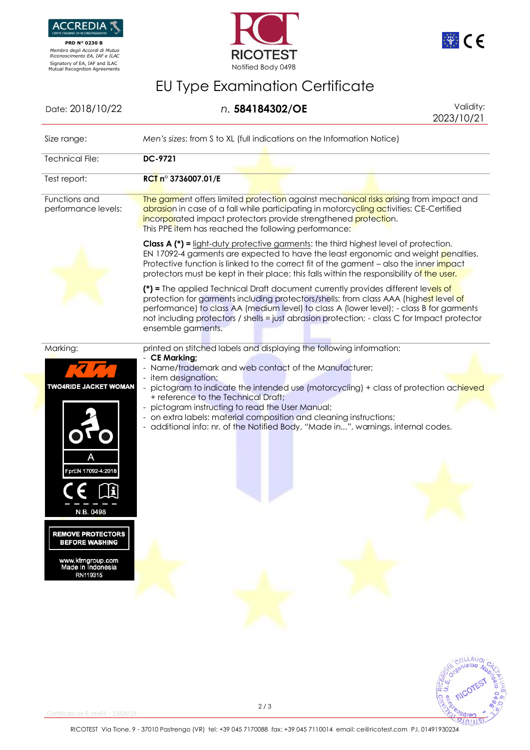ACCREDIA
L'ENTE ITALIANO DI ACCREDITAMENTO
PRD N° 0230 B
*Membro degli Accordi di Mutuo Riconoscimento EA, IAF e ILAC*
Signatory of EA, IAF and ILAC Mutual Recognition Agreements

RICOTEST
Notified Body 0498

# EU Type Examination Certificate

Date: 2018/10/22 | *n.* **584184302/OE** | Validity: 2023/10/21

| | |
|---|---|
| Size range: | *Men's sizes*: from S to XL (full indications on the Information Notice) |
| Technical File: | **DC-9721** |
| Test report: | **RCT n° 3736007.01/E** |
| Functions and performance levels: | The garment offers limited protection against mechanical risks arising from impact and abrasion in case of a fall while participating in motorcycling activities: CE-Certified incorporated impact protectors provide strengthened protection. This PPE item has reached the following performance: **Class A (\*) =** light-duty protective garments: the third highest level of protection. EN 17092-4 garments are expected to have the least ergonomic and weight penalties. Protective function is linked to the correct fit of the garment – also the inner impact protectors must be kept in their place: this falls within the responsibility of the user. **(\*) =** The applied Technical Draft document currently provides different levels of protection for garments including protectors/shells: from class AAA (highest level of performance) to class AA (medium level) to class A (lower level); - class B for garments not including protectors / shells = just abrasion protection; - class C for Impact protector ensemble garments. |
| Marking: | printed on stitched labels and displaying the following information: - **CE Marking;** - Name/trademark and web contact of the Manufacturer; - item designation; - pictogram to indicate the intended use (motorcycling) + class of protection achieved + reference to the Technical Draft; - pictogram instructing to read the User Manual; - on extra labels: material composition and cleaning instructions; - additional info: nr. of the Notified Body, "Made in...", warnings, internal codes. |

KTM
TWO4RIDE JACKET WOMAN
A
FprEN 17092-4:2018
CE
N.B. 0498

REMOVE PROTECTORS BEFORE WASHING

www.ktmgroup.com
Made in Indonesia
RN119315

Certificato ue E rev04 - 19/04/18

RICOTEST Via Tione, 9 - 37010 Pastrengo (VR) tel: +39 045 7170088 fax: +39 045 7110014 email: ce@ricotest.com P.I. 01491930234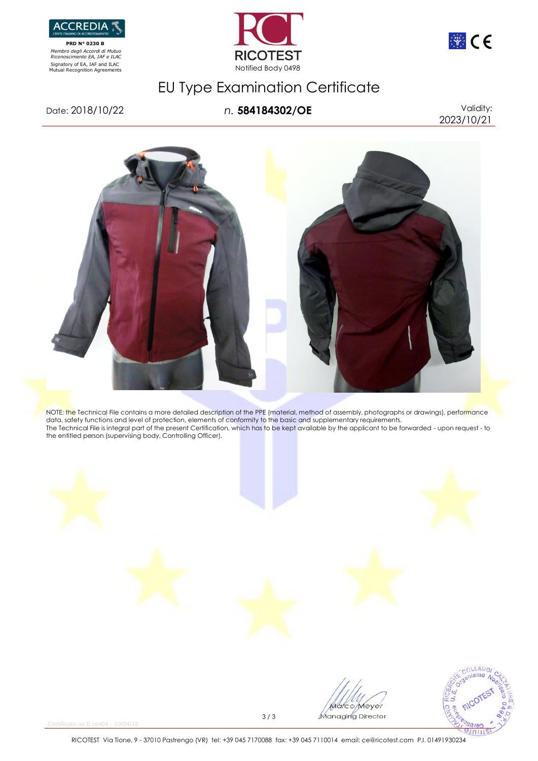ACCREDIA
L'ENTE ITALIANO DI ACCREDITAMENTO

**PRD N° 0230 B**

*Membro degli Accordi di Mutuo Riconoscimento EA, IAF e ILAC*

Signatory of EA, IAF and ILAC Mutual Recognition Agreements

RICOTEST
Notified Body 0498

# EU Type Examination Certificate

Date: 2018/10/22 | *n.* **584184302/OE** | Validity: 2023/10/21

NOTE: the Technical File contains a more detailed description of the PPE (material, method of assembly, photographs or drawings), performance data, safety functions and level of protection, elements of conformity to the basic and supplementary requirements.
The Technical File is integral part of the present Certification, which has to be kept available by the applicant to be forwarded - upon request - to the entitled person (supervising body, Controlling Officer).

Marco Meyer
Managing Director

Certificato ue E rev04 - 19/04/18

RICOTEST Via Tione, 9 - 37010 Pastrengo (VR) tel: +39 045 7170088 fax: +39 045 7110014 email: ce@ricotest.com P.I. 01491930234